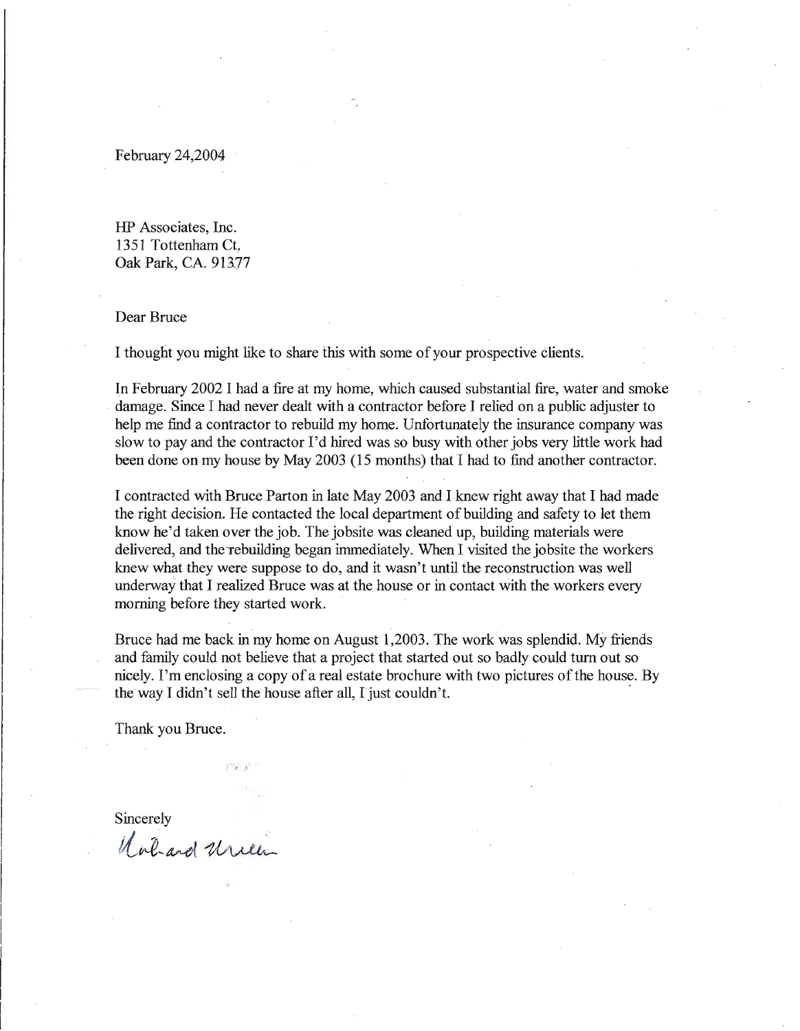February 24,2004

HP Associates, Inc.  
1351 Tottenham Ct,  
Oak Park, CA. 91377

Dear Bruce

I thought you might like to share this with some of your prospective clients.

In February 2002 I had a fire at my home, which caused substantial fire, water and smoke damage. Since I had never dealt with a contractor before I relied on a public adjuster to help me find a contractor to rebuild my home. Unfortunately the insurance company was slow to pay and the contractor I'd hired was so busy with other jobs very little work had been done on my house by May 2003 (15 months) that I had to find another contractor.

I contracted with Bruce Parton in late May 2003 and I knew right away that I had made the right decision. He contacted the local department of building and safety to let them know he'd taken over the job. The jobsite was cleaned up, building materials were delivered, and the rebuilding began immediately. When I visited the jobsite the workers knew what they were suppose to do, and it wasn't until the reconstruction was well underway that I realized Bruce was at the house or in contact with the workers every morning before they started work.

Bruce had me back in my home on August 1,2003. The work was splendid. My friends and family could not believe that a project that started out so badly could turn out so nicely. I'm enclosing a copy of a real estate brochure with two pictures of the house. By the way I didn't sell the house after all, I just couldn't.

Thank you Bruce.

Sincerely

Richard Urien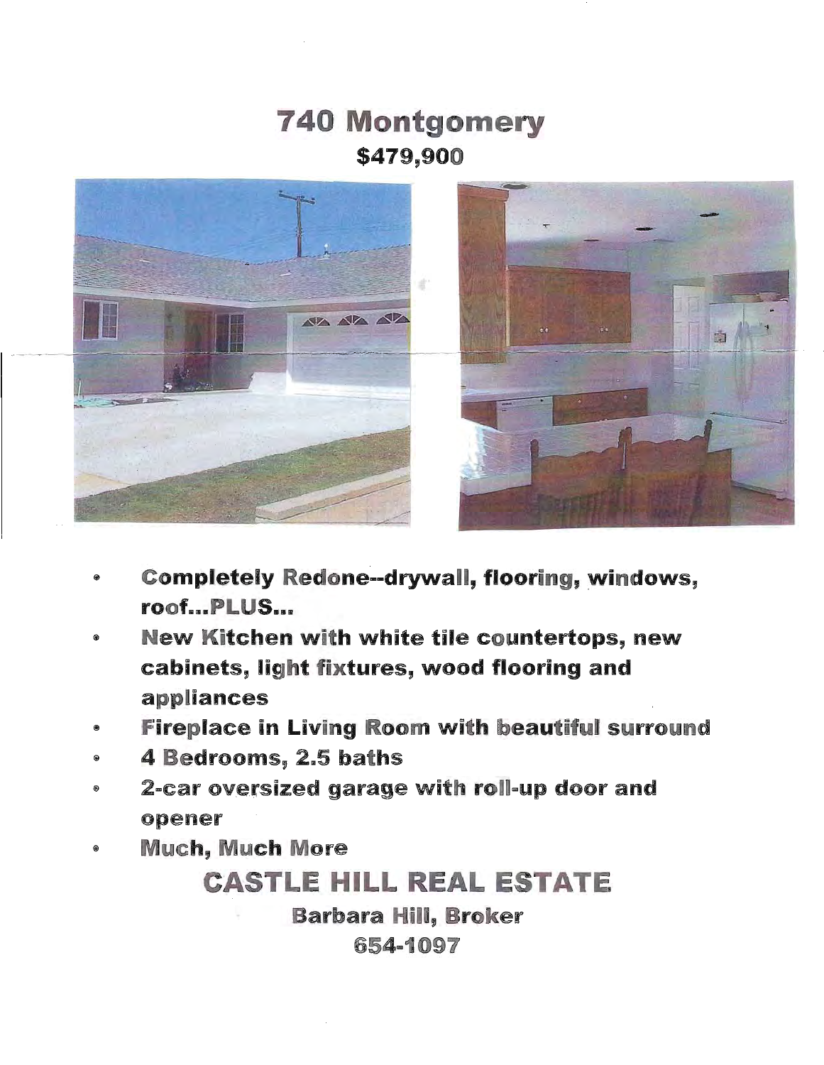# 740 Montgomery

## $479,900

- Completely Redone--drywall, flooring, windows, roof...PLUS...
- New Kitchen with white tile countertops, new cabinets, light fixtures, wood flooring and appliances
- Fireplace in Living Room with beautiful surround
- 4 Bedrooms, 2.5 baths
- 2-car oversized garage with roll-up door and opener
- Much, Much More

## CASTLE HILL REAL ESTATE

**Barbara Hill, Broker**

**654-1097**